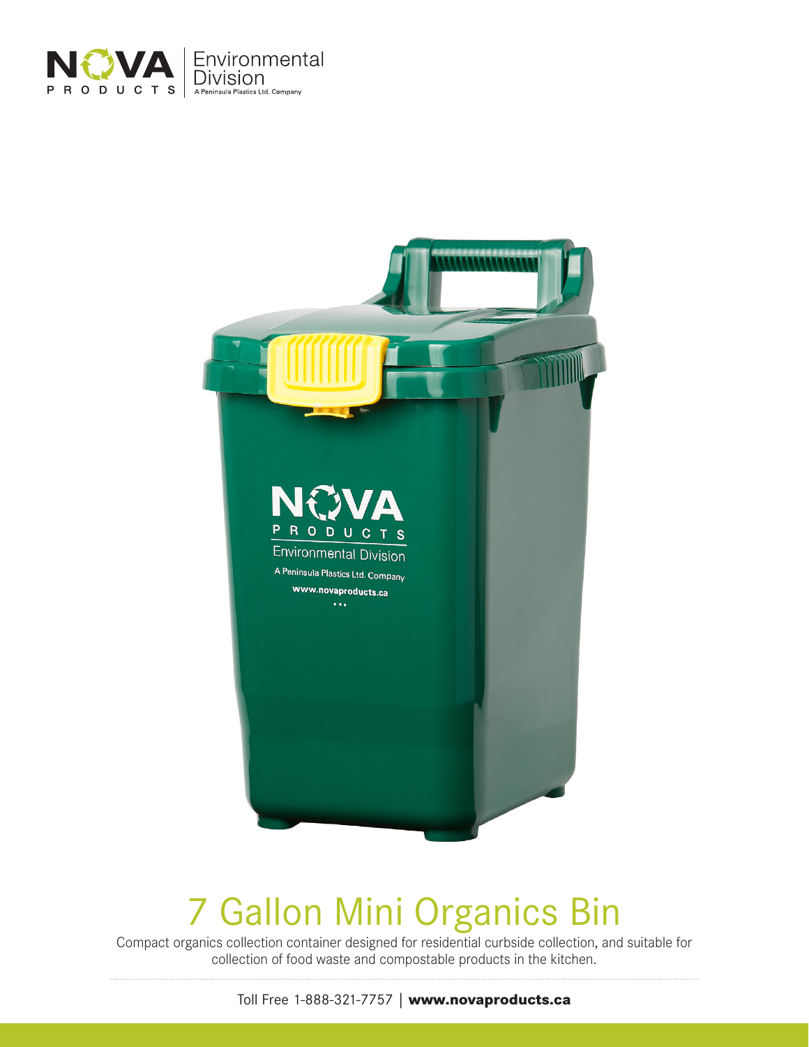NOVA PRODUCTS | Environmental Division
A Peninsula Plastics Ltd. Company

# 7 Gallon Mini Organics Bin

Compact organics collection container designed for residential curbside collection, and suitable for collection of food waste and compostable products in the kitchen.

Toll Free 1-888-321-7757 | **www.novaproducts.ca**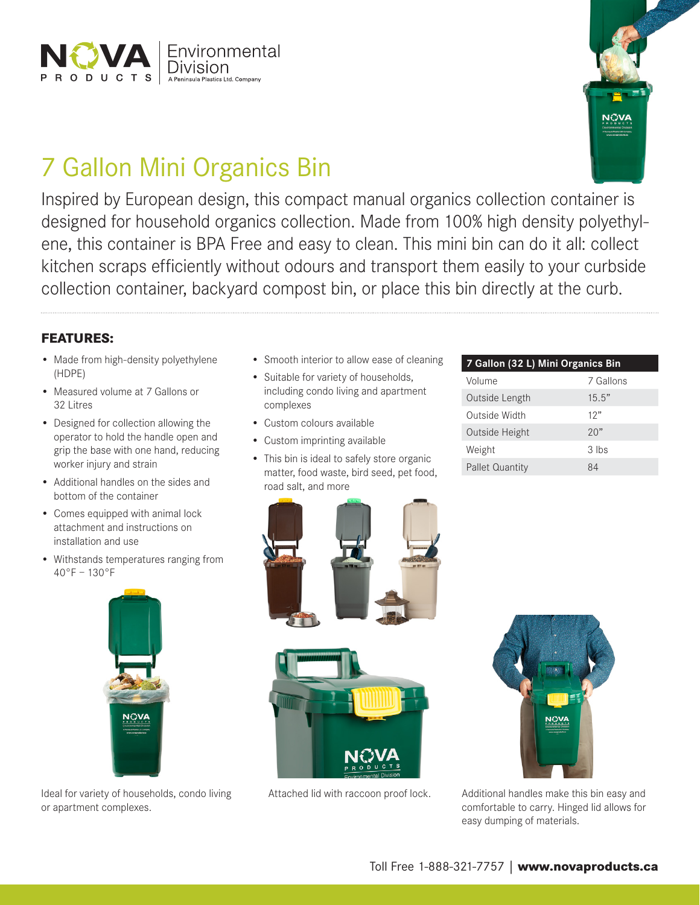# 7 Gallon Mini Organics Bin

Inspired by European design, this compact manual organics collection container is designed for household organics collection. Made from 100% high density polyethylene, this container is BPA Free and easy to clean. This mini bin can do it all: collect kitchen scraps efficiently without odours and transport them easily to your curbside collection container, backyard compost bin, or place this bin directly at the curb.

## FEATURES:

- Made from high-density polyethylene (HDPE)
- Measured volume at 7 Gallons or 32 Litres
- Designed for collection allowing the operator to hold the handle open and grip the base with one hand, reducing worker injury and strain
- Additional handles on the sides and bottom of the container
- Comes equipped with animal lock attachment and instructions on installation and use
- Withstands temperatures ranging from 40°F – 130°F
- Smooth interior to allow ease of cleaning
- Suitable for variety of households, including condo living and apartment complexes
- Custom colours available
- Custom imprinting available
- This bin is ideal to safely store organic matter, food waste, bird seed, pet food, road salt, and more

| 7 Gallon (32 L) Mini Organics Bin | |
|---|---|
| Volume | 7 Gallons |
| Outside Length | 15.5" |
| Outside Width | 12" |
| Outside Height | 20" |
| Weight | 3 lbs |
| Pallet Quantity | 84 |

Ideal for variety of households, condo living or apartment complexes.

Attached lid with raccoon proof lock.

Additional handles make this bin easy and comfortable to carry. Hinged lid allows for easy dumping of materials.

Toll Free 1-888-321-7757 | **www.novaproducts.ca**